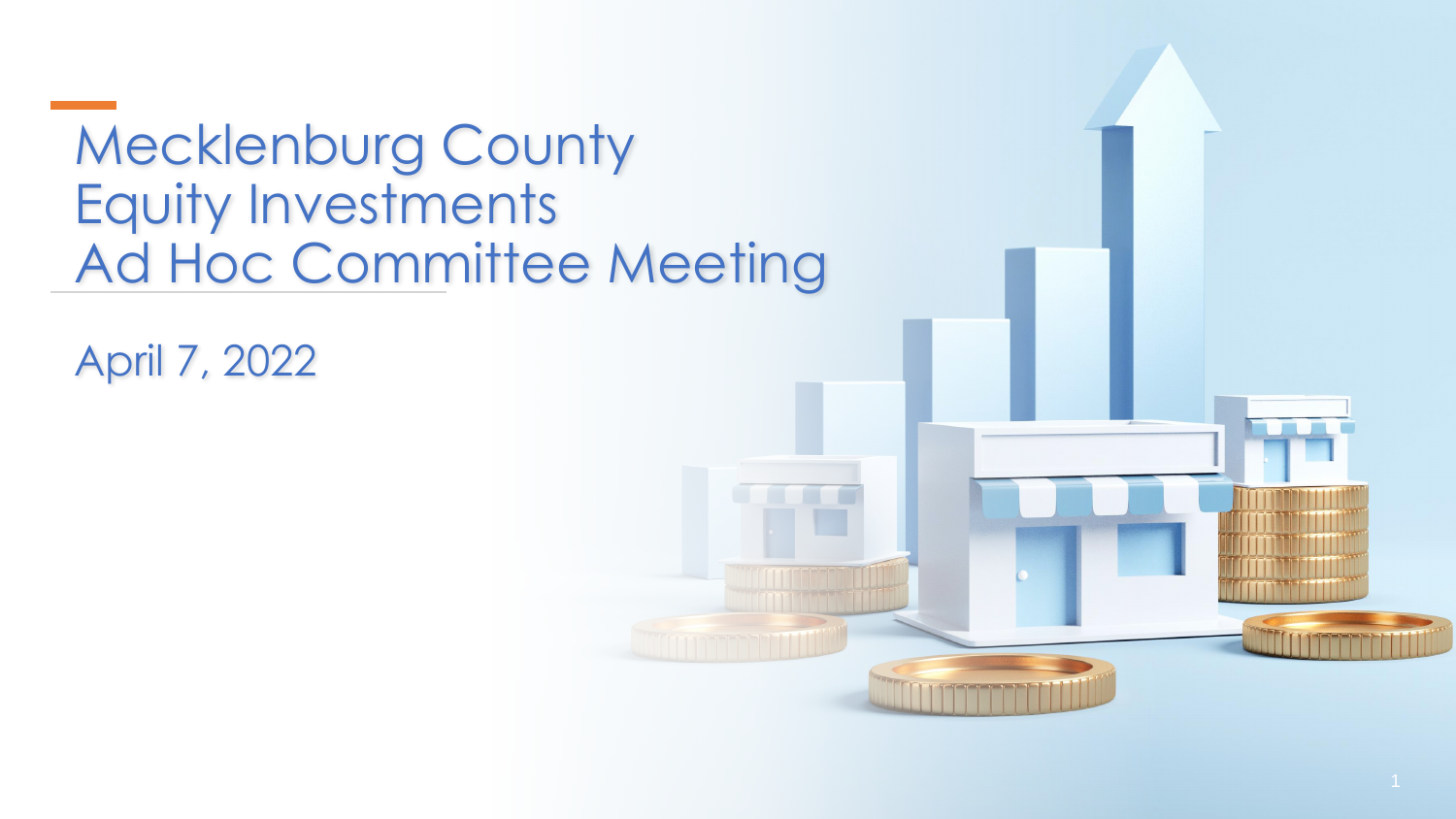# Mecklenburg County Equity Investments Ad Hoc Committee Meeting

April 7, 2022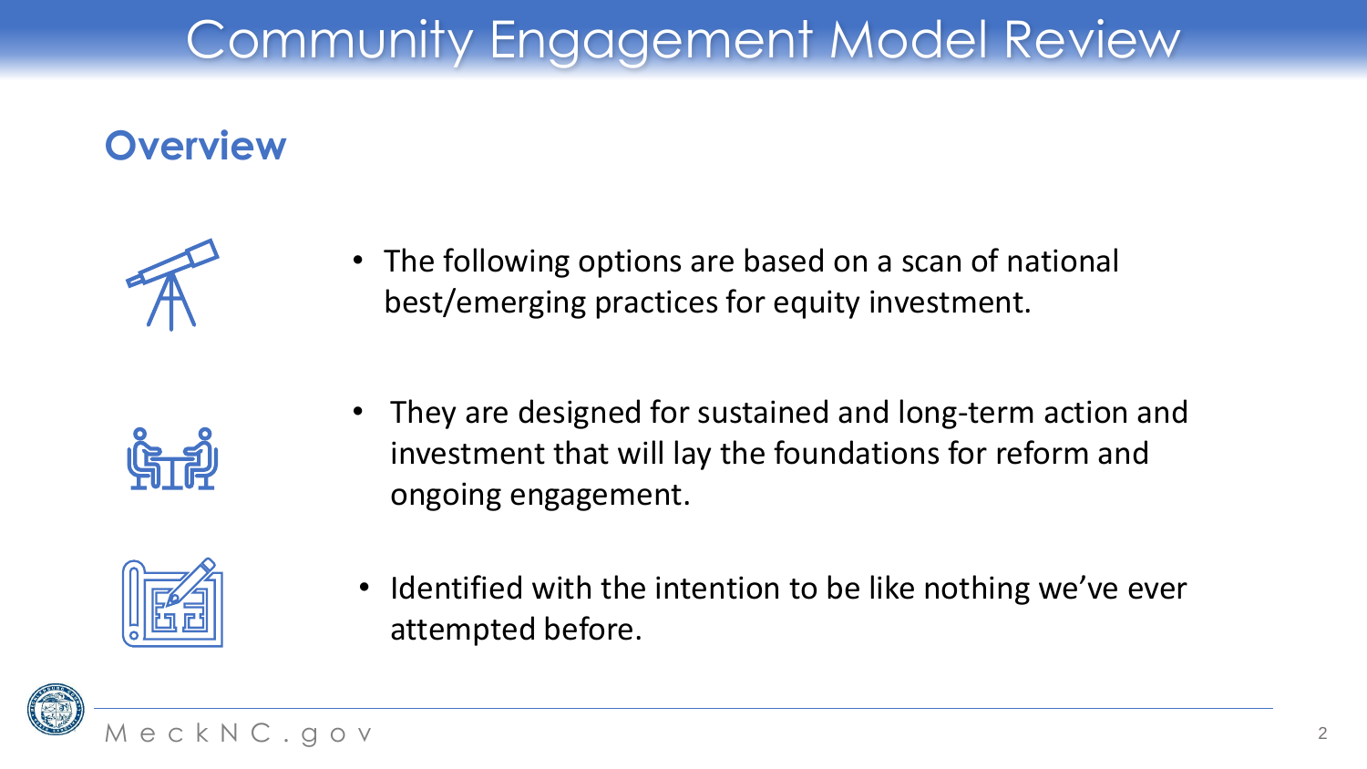# Community Engagement Model Review

## Overview

- The following options are based on a scan of national best/emerging practices for equity investment.
- They are designed for sustained and long-term action and investment that will lay the foundations for reform and ongoing engagement.
- Identified with the intention to be like nothing we've ever attempted before.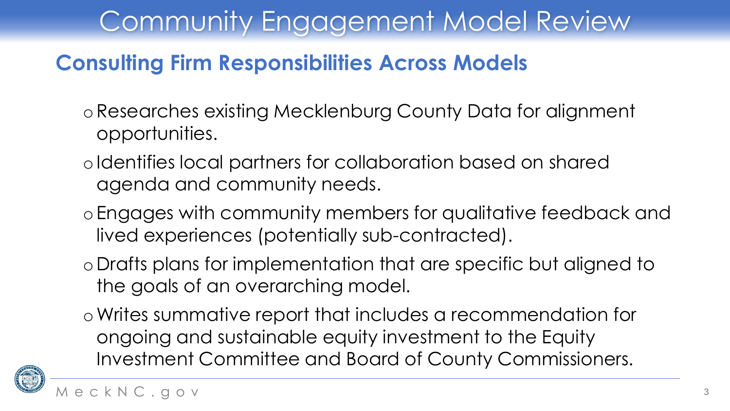# Community Engagement Model Review

## Consulting Firm Responsibilities Across Models

- Researches existing Mecklenburg County Data for alignment opportunities.
- Identifies local partners for collaboration based on shared agenda and community needs.
- Engages with community members for qualitative feedback and lived experiences (potentially sub-contracted).
- Drafts plans for implementation that are specific but aligned to the goals of an overarching model.
- Writes summative report that includes a recommendation for ongoing and sustainable equity investment to the Equity Investment Committee and Board of County Commissioners.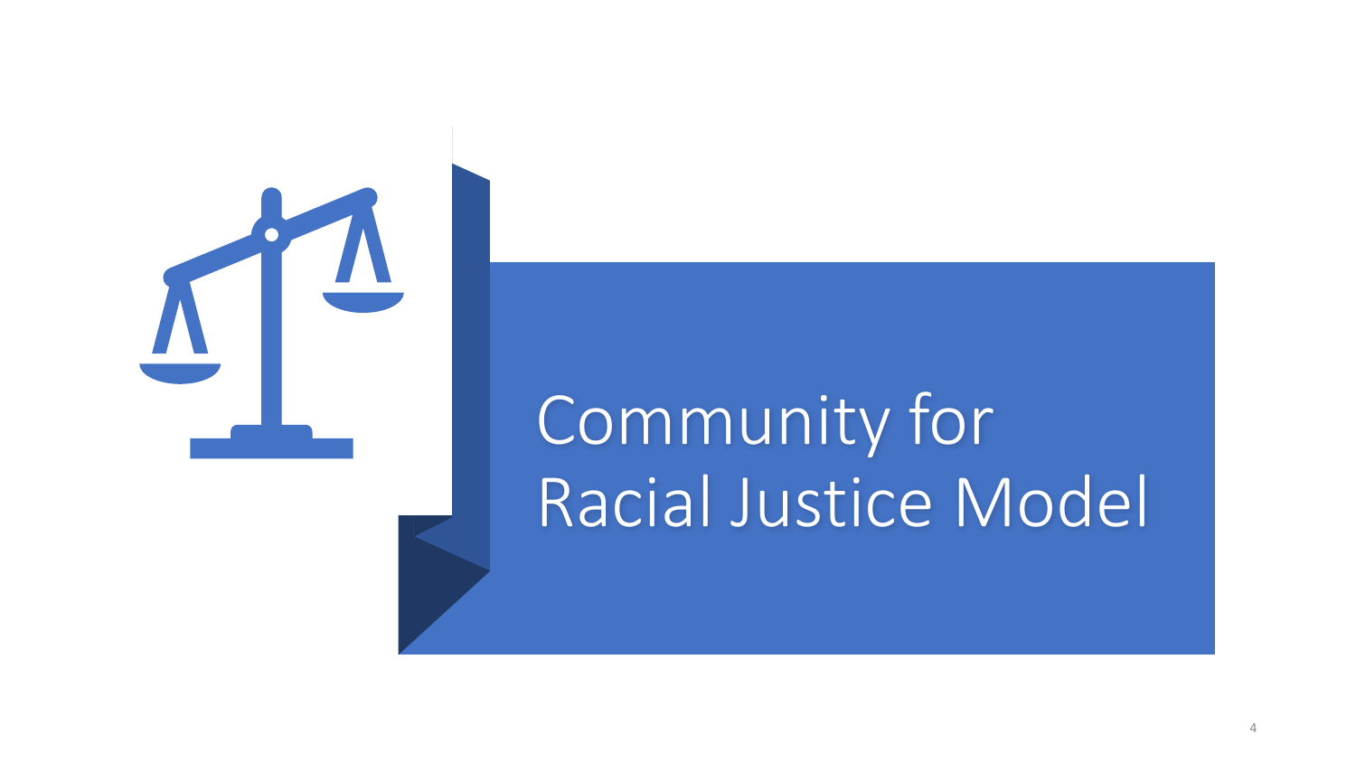# Community for Racial Justice Model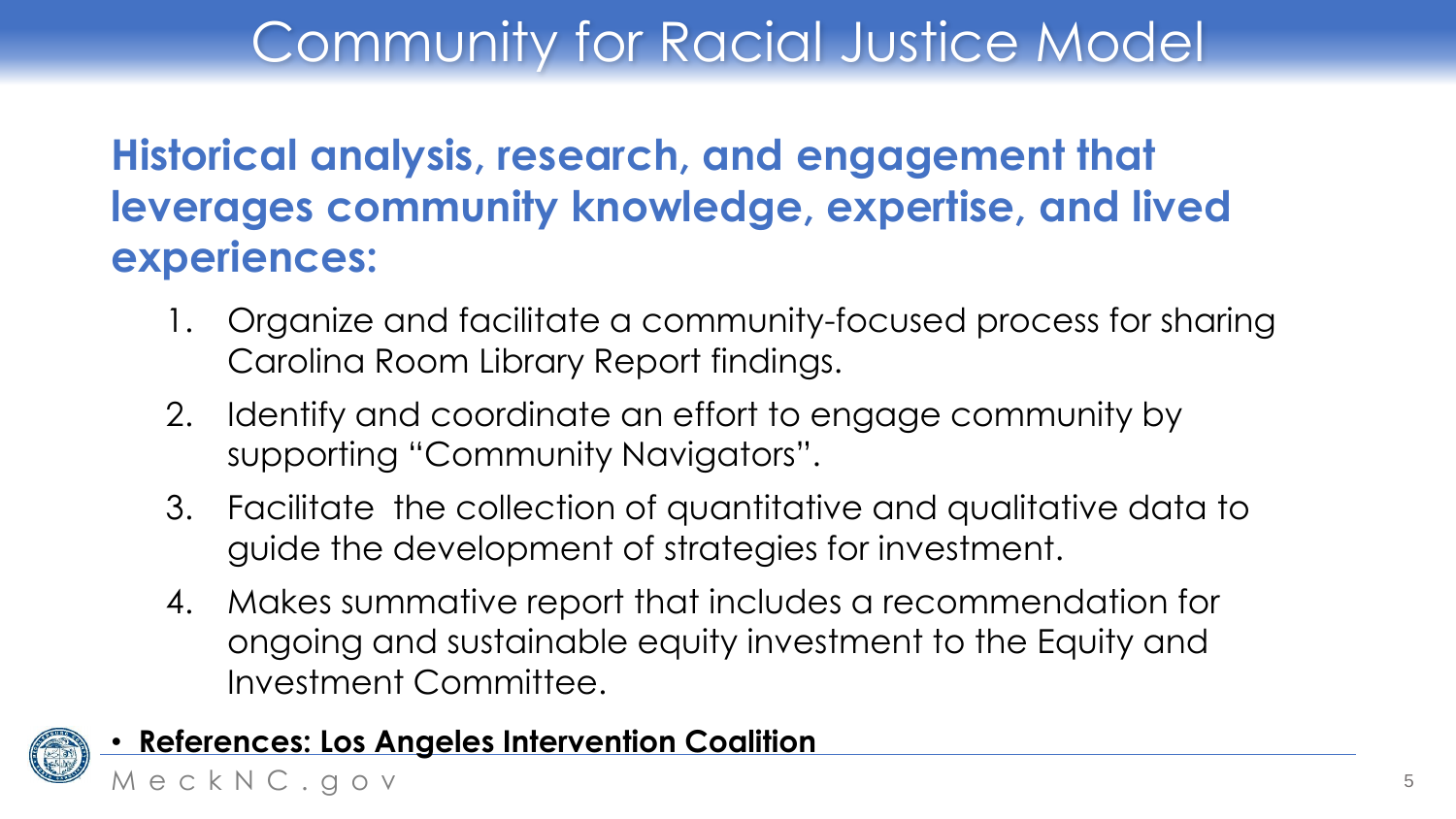# Community for Racial Justice Model

**Historical analysis, research, and engagement that leverages community knowledge, expertise, and lived experiences:**

1. Organize and facilitate a community-focused process for sharing Carolina Room Library Report findings.
2. Identify and coordinate an effort to engage community by supporting "Community Navigators".
3. Facilitate  the collection of quantitative and qualitative data to guide the development of strategies for investment.
4. Makes summative report that includes a recommendation for ongoing and sustainable equity investment to the Equity and Investment Committee.

- **References: Los Angeles Intervention Coalition**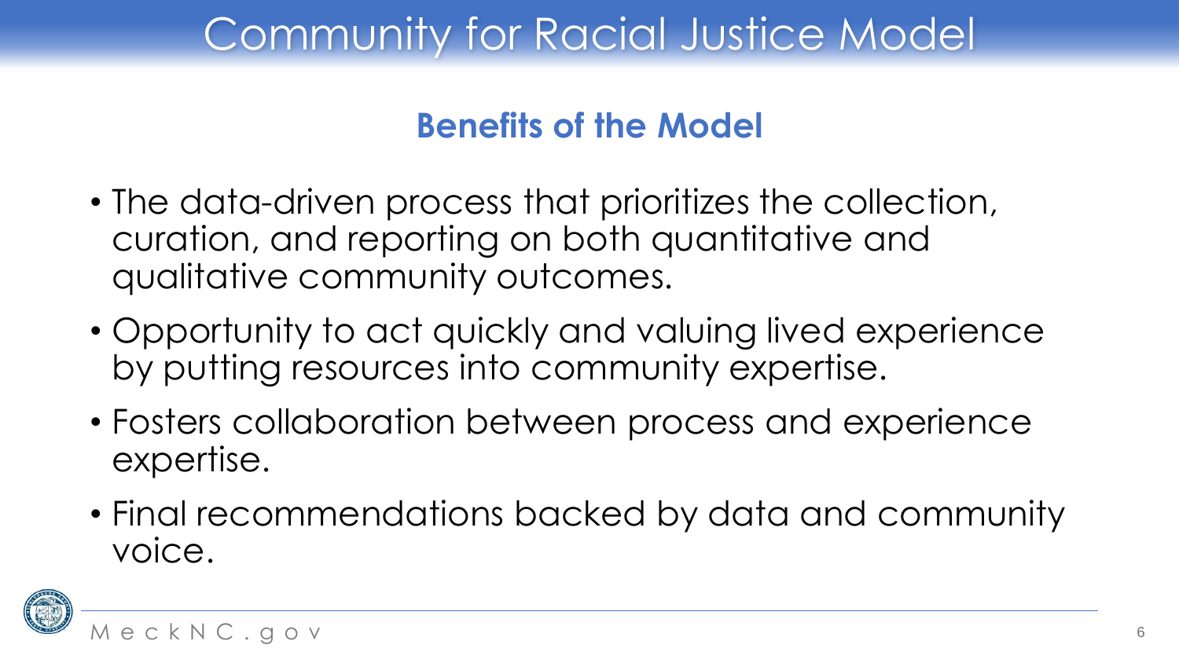# Community for Racial Justice Model

## Benefits of the Model

- The data-driven process that prioritizes the collection, curation, and reporting on both quantitative and qualitative community outcomes.
- Opportunity to act quickly and valuing lived experience by putting resources into community expertise.
- Fosters collaboration between process and experience expertise.
- Final recommendations backed by data and community voice.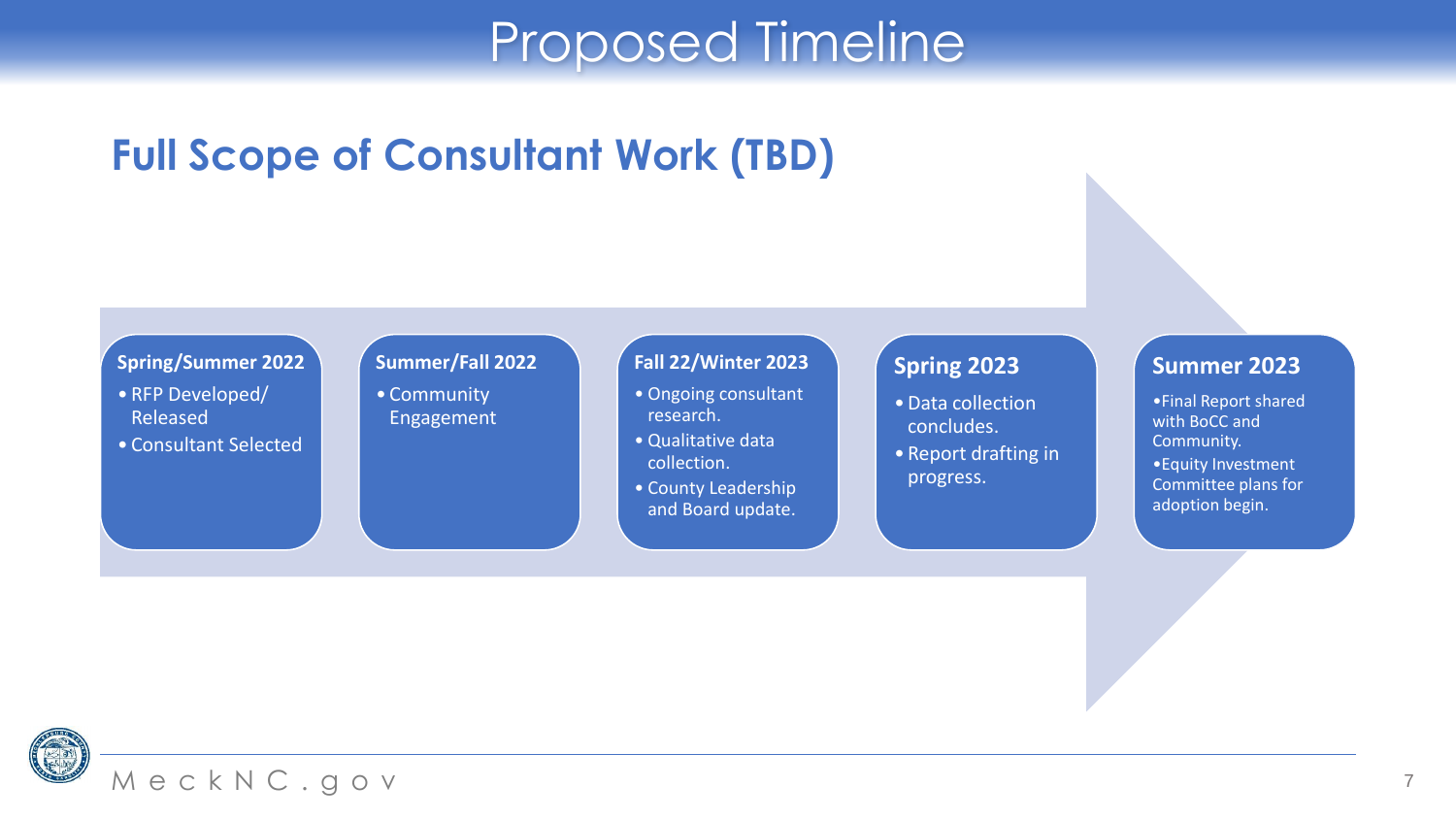# Proposed Timeline

## Full Scope of Consultant Work (TBD)

### Spring/Summer 2022
- RFP Developed/ Released
- Consultant Selected

### Summer/Fall 2022
- Community Engagement

### Fall 22/Winter 2023
- Ongoing consultant research.
- Qualitative data collection.
- County Leadership and Board update.

### Spring 2023
- Data collection concludes.
- Report drafting in progress.

### Summer 2023
- Final Report shared with BoCC and Community.
- Equity Investment Committee plans for adoption begin.

MeckNC.gov